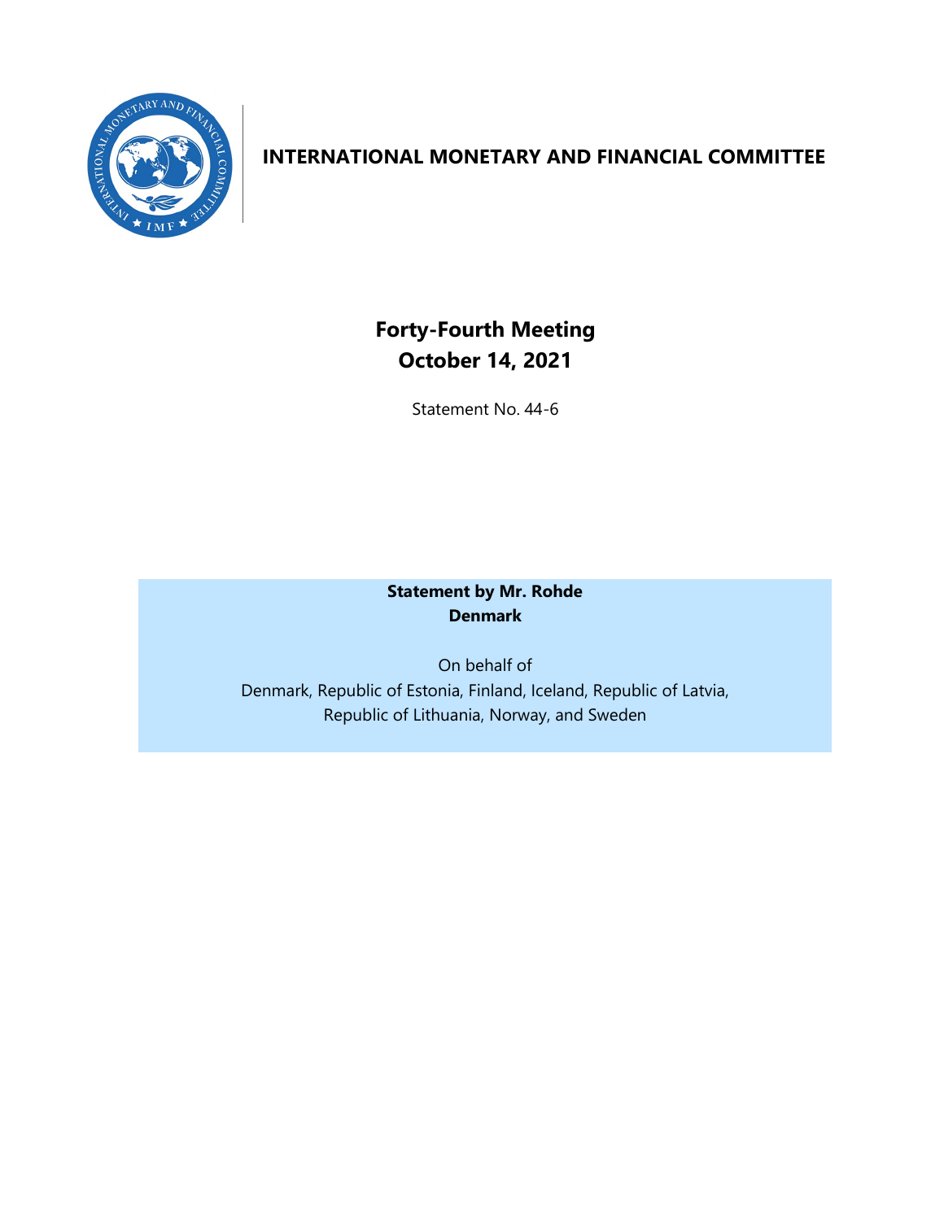# INTERNATIONAL MONETARY AND FINANCIAL COMMITTEE

## Forty-Fourth Meeting
## October 14, 2021

Statement No. 44-6

**Statement by Mr. Rohde**
**Denmark**

On behalf of
Denmark, Republic of Estonia, Finland, Iceland, Republic of Latvia, Republic of Lithuania, Norway, and Sweden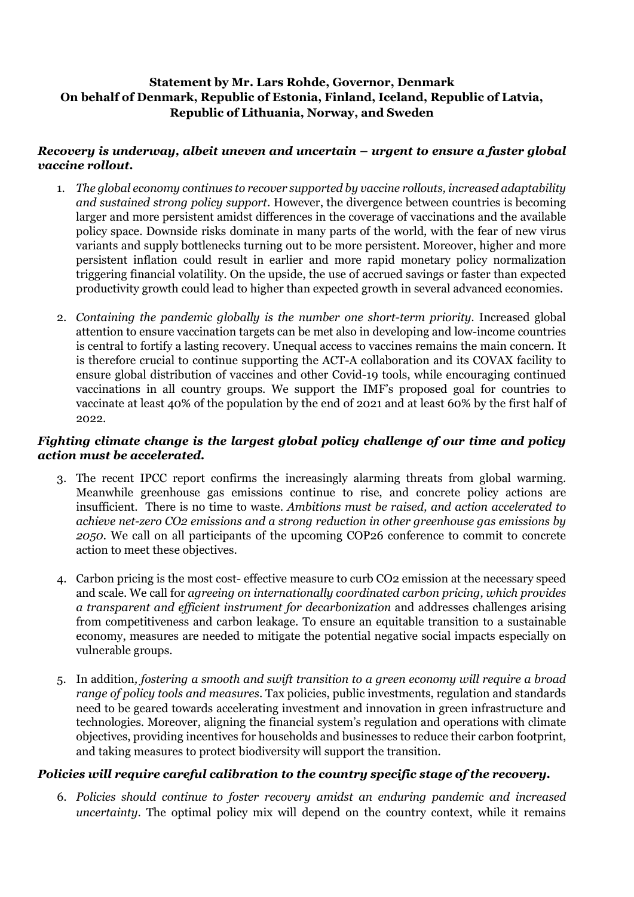**Statement by Mr. Lars Rohde, Governor, Denmark**
**On behalf of Denmark, Republic of Estonia, Finland, Iceland, Republic of Latvia, Republic of Lithuania, Norway, and Sweden**

### *Recovery is underway, albeit uneven and uncertain – urgent to ensure a faster global vaccine rollout.*

1. *The global economy continues to recover supported by vaccine rollouts, increased adaptability and sustained strong policy support.* However, the divergence between countries is becoming larger and more persistent amidst differences in the coverage of vaccinations and the available policy space. Downside risks dominate in many parts of the world, with the fear of new virus variants and supply bottlenecks turning out to be more persistent. Moreover, higher and more persistent inflation could result in earlier and more rapid monetary policy normalization triggering financial volatility. On the upside, the use of accrued savings or faster than expected productivity growth could lead to higher than expected growth in several advanced economies.

2. *Containing the pandemic globally is the number one short-term priority.* Increased global attention to ensure vaccination targets can be met also in developing and low-income countries is central to fortify a lasting recovery. Unequal access to vaccines remains the main concern. It is therefore crucial to continue supporting the ACT-A collaboration and its COVAX facility to ensure global distribution of vaccines and other Covid-19 tools, while encouraging continued vaccinations in all country groups. We support the IMF's proposed goal for countries to vaccinate at least 40% of the population by the end of 2021 and at least 60% by the first half of 2022.

### *Fighting climate change is the largest global policy challenge of our time and policy action must be accelerated.*

3. The recent IPCC report confirms the increasingly alarming threats from global warming. Meanwhile greenhouse gas emissions continue to rise, and concrete policy actions are insufficient. There is no time to waste. *Ambitions must be raised, and action accelerated to achieve net-zero $CO_2$ emissions and a strong reduction in other greenhouse gas emissions by 2050.* We call on all participants of the upcoming COP26 conference to commit to concrete action to meet these objectives.

4. Carbon pricing is the most cost- effective measure to curb $CO_2$ emission at the necessary speed and scale. We call for *agreeing on internationally coordinated carbon pricing, which provides a transparent and efficient instrument for decarbonization* and addresses challenges arising from competitiveness and carbon leakage. To ensure an equitable transition to a sustainable economy, measures are needed to mitigate the potential negative social impacts especially on vulnerable groups.

5. In addition*, fostering a smooth and swift transition to a green economy will require a broad range of policy tools and measures.* Tax policies, public investments, regulation and standards need to be geared towards accelerating investment and innovation in green infrastructure and technologies. Moreover, aligning the financial system's regulation and operations with climate objectives, providing incentives for households and businesses to reduce their carbon footprint, and taking measures to protect biodiversity will support the transition.

### *Policies will require careful calibration to the country specific stage of the recovery.*

6. *Policies should continue to foster recovery amidst an enduring pandemic and increased uncertainty.* The optimal policy mix will depend on the country context, while it remains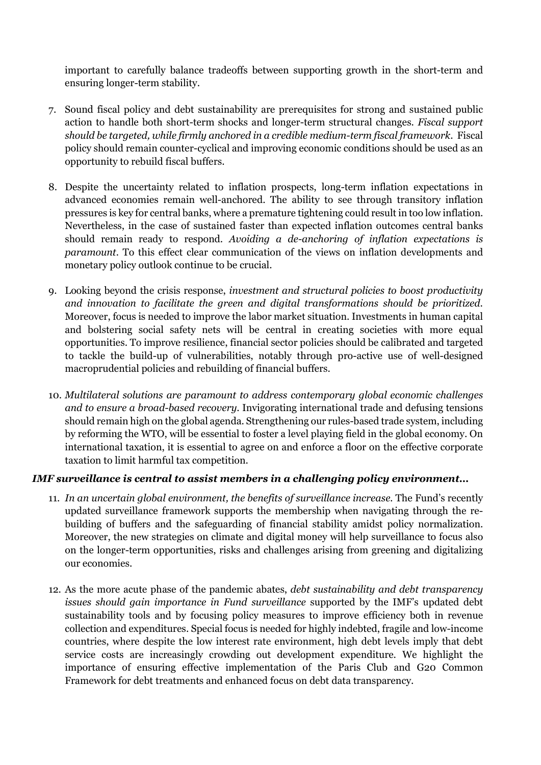important to carefully balance tradeoffs between supporting growth in the short-term and ensuring longer-term stability.

7. Sound fiscal policy and debt sustainability are prerequisites for strong and sustained public action to handle both short-term shocks and longer-term structural changes. *Fiscal support should be targeted, while firmly anchored in a credible medium-term fiscal framework*. Fiscal policy should remain counter-cyclical and improving economic conditions should be used as an opportunity to rebuild fiscal buffers.

8. Despite the uncertainty related to inflation prospects, long-term inflation expectations in advanced economies remain well-anchored. The ability to see through transitory inflation pressures is key for central banks, where a premature tightening could result in too low inflation. Nevertheless, in the case of sustained faster than expected inflation outcomes central banks should remain ready to respond. *Avoiding a de-anchoring of inflation expectations is paramount*. To this effect clear communication of the views on inflation developments and monetary policy outlook continue to be crucial.

9. Looking beyond the crisis response, *investment and structural policies to boost productivity and innovation to facilitate the green and digital transformations should be prioritized*. Moreover, focus is needed to improve the labor market situation. Investments in human capital and bolstering social safety nets will be central in creating societies with more equal opportunities. To improve resilience, financial sector policies should be calibrated and targeted to tackle the build-up of vulnerabilities, notably through pro-active use of well-designed macroprudential policies and rebuilding of financial buffers.

10. *Multilateral solutions are paramount to address contemporary global economic challenges and to ensure a broad-based recovery*. Invigorating international trade and defusing tensions should remain high on the global agenda. Strengthening our rules-based trade system, including by reforming the WTO, will be essential to foster a level playing field in the global economy. On international taxation, it is essential to agree on and enforce a floor on the effective corporate taxation to limit harmful tax competition.

***IMF surveillance is central to assist members in a challenging policy environment…***

11. *In an uncertain global environment, the benefits of surveillance increase.* The Fund's recently updated surveillance framework supports the membership when navigating through the re-building of buffers and the safeguarding of financial stability amidst policy normalization. Moreover, the new strategies on climate and digital money will help surveillance to focus also on the longer-term opportunities, risks and challenges arising from greening and digitalizing our economies.

12. As the more acute phase of the pandemic abates, *debt sustainability and debt transparency issues should gain importance in Fund surveillance* supported by the IMF's updated debt sustainability tools and by focusing policy measures to improve efficiency both in revenue collection and expenditures. Special focus is needed for highly indebted, fragile and low-income countries, where despite the low interest rate environment, high debt levels imply that debt service costs are increasingly crowding out development expenditure. We highlight the importance of ensuring effective implementation of the Paris Club and G20 Common Framework for debt treatments and enhanced focus on debt data transparency.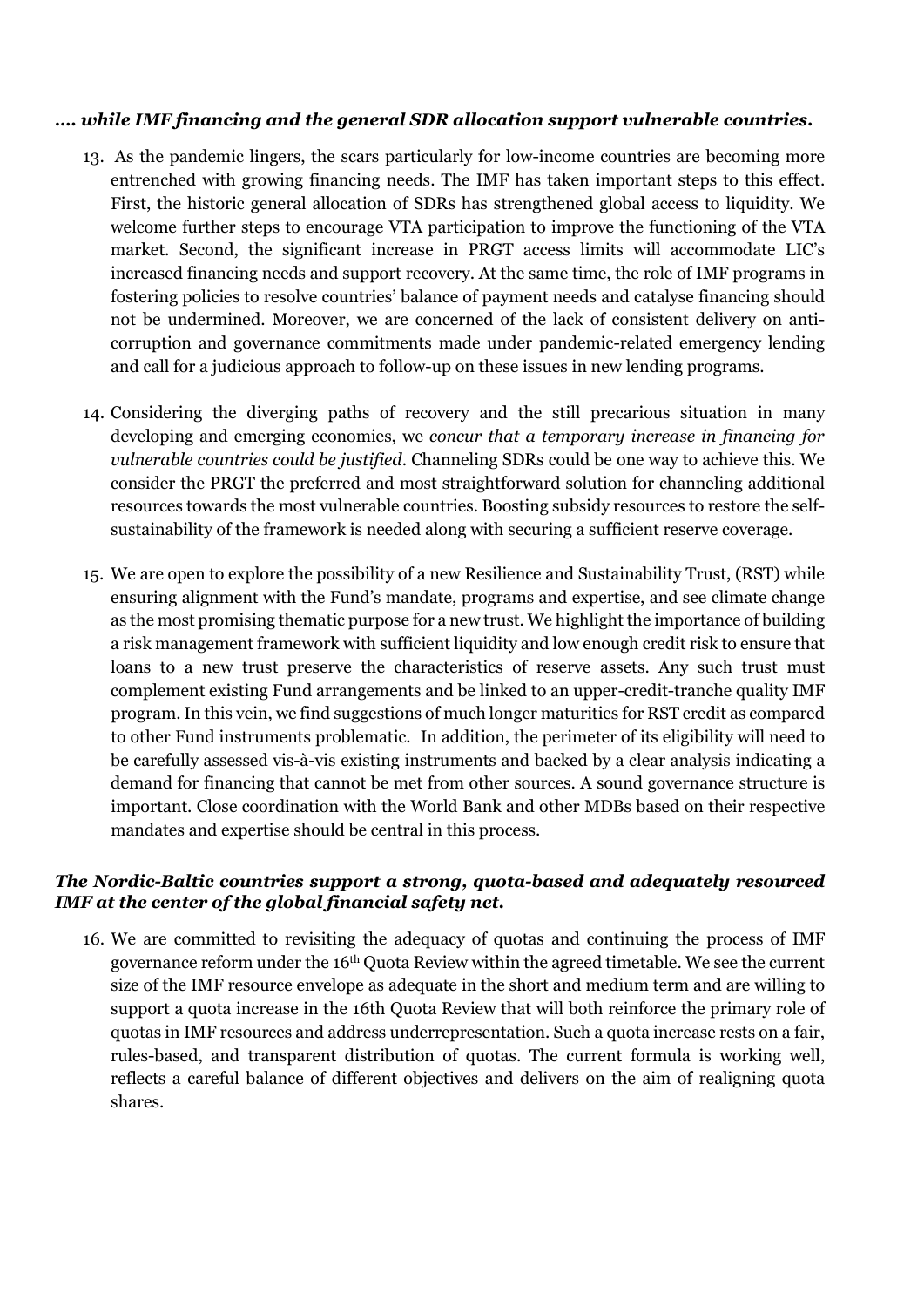### *…. while IMF financing and the general SDR allocation support vulnerable countries.*

13. As the pandemic lingers, the scars particularly for low-income countries are becoming more entrenched with growing financing needs. The IMF has taken important steps to this effect. First, the historic general allocation of SDRs has strengthened global access to liquidity. We welcome further steps to encourage VTA participation to improve the functioning of the VTA market. Second, the significant increase in PRGT access limits will accommodate LIC's increased financing needs and support recovery. At the same time, the role of IMF programs in fostering policies to resolve countries' balance of payment needs and catalyse financing should not be undermined. Moreover, we are concerned of the lack of consistent delivery on anti-corruption and governance commitments made under pandemic-related emergency lending and call for a judicious approach to follow-up on these issues in new lending programs.

14. Considering the diverging paths of recovery and the still precarious situation in many developing and emerging economies, we *concur that a temporary increase in financing for vulnerable countries could be justified*. Channeling SDRs could be one way to achieve this. We consider the PRGT the preferred and most straightforward solution for channeling additional resources towards the most vulnerable countries. Boosting subsidy resources to restore the self-sustainability of the framework is needed along with securing a sufficient reserve coverage.

15. We are open to explore the possibility of a new Resilience and Sustainability Trust, (RST) while ensuring alignment with the Fund's mandate, programs and expertise, and see climate change as the most promising thematic purpose for a new trust. We highlight the importance of building a risk management framework with sufficient liquidity and low enough credit risk to ensure that loans to a new trust preserve the characteristics of reserve assets. Any such trust must complement existing Fund arrangements and be linked to an upper-credit-tranche quality IMF program. In this vein, we find suggestions of much longer maturities for RST credit as compared to other Fund instruments problematic. In addition, the perimeter of its eligibility will need to be carefully assessed vis-à-vis existing instruments and backed by a clear analysis indicating a demand for financing that cannot be met from other sources. A sound governance structure is important. Close coordination with the World Bank and other MDBs based on their respective mandates and expertise should be central in this process.

### *The Nordic-Baltic countries support a strong, quota-based and adequately resourced IMF at the center of the global financial safety net.*

16. We are committed to revisiting the adequacy of quotas and continuing the process of IMF governance reform under the 16th Quota Review within the agreed timetable. We see the current size of the IMF resource envelope as adequate in the short and medium term and are willing to support a quota increase in the 16th Quota Review that will both reinforce the primary role of quotas in IMF resources and address underrepresentation. Such a quota increase rests on a fair, rules-based, and transparent distribution of quotas. The current formula is working well, reflects a careful balance of different objectives and delivers on the aim of realigning quota shares.